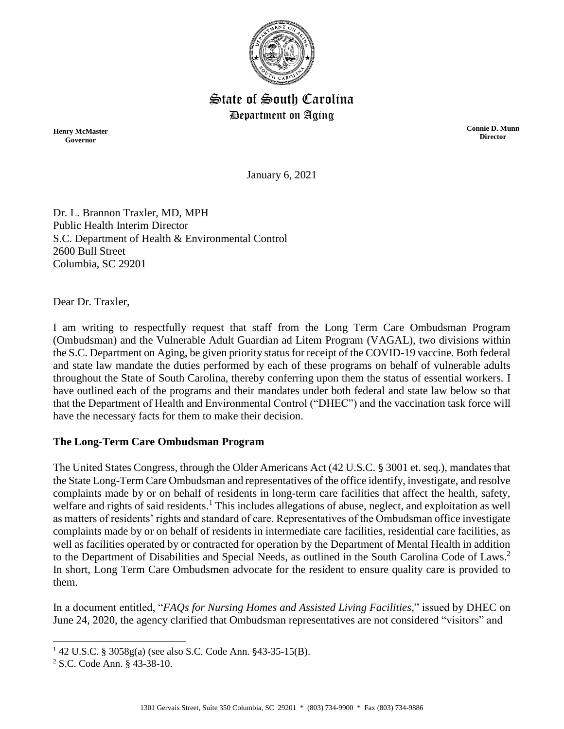# State of South Carolina
## Department on Aging

**Henry McMaster**
**Governor**

**Connie D. Munn**
**Director**

January 6, 2021

Dr. L. Brannon Traxler, MD, MPH
Public Health Interim Director
S.C. Department of Health & Environmental Control
2600 Bull Street
Columbia, SC 29201

Dear Dr. Traxler,

I am writing to respectfully request that staff from the Long Term Care Ombudsman Program (Ombudsman) and the Vulnerable Adult Guardian ad Litem Program (VAGAL), two divisions within the S.C. Department on Aging, be given priority status for receipt of the COVID-19 vaccine. Both federal and state law mandate the duties performed by each of these programs on behalf of vulnerable adults throughout the State of South Carolina, thereby conferring upon them the status of essential workers. I have outlined each of the programs and their mandates under both federal and state law below so that that the Department of Health and Environmental Control ("DHEC") and the vaccination task force will have the necessary facts for them to make their decision.

**The Long-Term Care Ombudsman Program**

The United States Congress, through the Older Americans Act (42 U.S.C. § 3001 et. seq.), mandates that the State Long-Term Care Ombudsman and representatives of the office identify, investigate, and resolve complaints made by or on behalf of residents in long-term care facilities that affect the health, safety, welfare and rights of said residents.[1] This includes allegations of abuse, neglect, and exploitation as well as matters of residents' rights and standard of care. Representatives of the Ombudsman office investigate complaints made by or on behalf of residents in intermediate care facilities, residential care facilities, as well as facilities operated by or contracted for operation by the Department of Mental Health in addition to the Department of Disabilities and Special Needs, as outlined in the South Carolina Code of Laws.[2] In short, Long Term Care Ombudsmen advocate for the resident to ensure quality care is provided to them.

In a document entitled, "*FAQs for Nursing Homes and Assisted Living Facilities*," issued by DHEC on June 24, 2020, the agency clarified that Ombudsman representatives are not considered "visitors" and

[1] 42 U.S.C. § 3058g(a) (see also S.C. Code Ann. §43-35-15(B).

[2] S.C. Code Ann. § 43-38-10.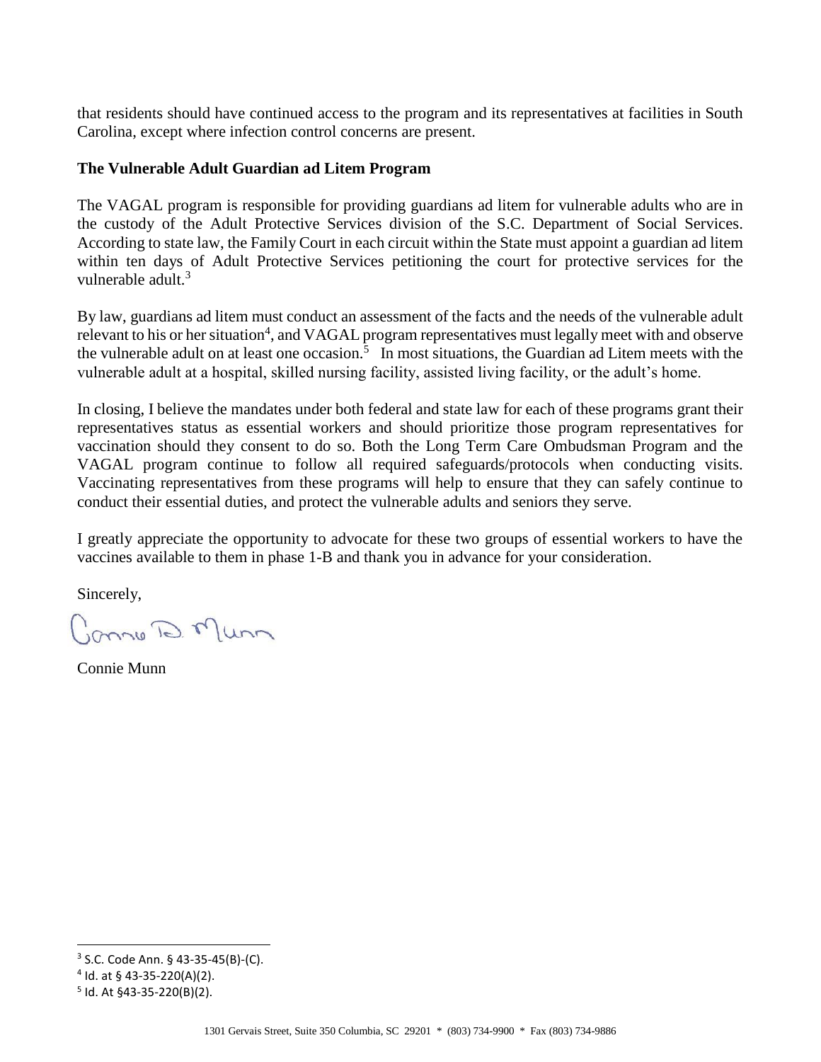that residents should have continued access to the program and its representatives at facilities in South Carolina, except where infection control concerns are present.

**The Vulnerable Adult Guardian ad Litem Program**

The VAGAL program is responsible for providing guardians ad litem for vulnerable adults who are in the custody of the Adult Protective Services division of the S.C. Department of Social Services. According to state law, the Family Court in each circuit within the State must appoint a guardian ad litem within ten days of Adult Protective Services petitioning the court for protective services for the vulnerable adult.[3]

By law, guardians ad litem must conduct an assessment of the facts and the needs of the vulnerable adult relevant to his or her situation[4], and VAGAL program representatives must legally meet with and observe the vulnerable adult on at least one occasion.[5] In most situations, the Guardian ad Litem meets with the vulnerable adult at a hospital, skilled nursing facility, assisted living facility, or the adult's home.

In closing, I believe the mandates under both federal and state law for each of these programs grant their representatives status as essential workers and should prioritize those program representatives for vaccination should they consent to do so. Both the Long Term Care Ombudsman Program and the VAGAL program continue to follow all required safeguards/protocols when conducting visits. Vaccinating representatives from these programs will help to ensure that they can safely continue to conduct their essential duties, and protect the vulnerable adults and seniors they serve.

I greatly appreciate the opportunity to advocate for these two groups of essential workers to have the vaccines available to them in phase 1-B and thank you in advance for your consideration.

Sincerely,

Connie D. Munn

Connie Munn

---

[3] S.C. Code Ann. § 43-35-45(B)-(C).

[4] Id. at § 43-35-220(A)(2).

[5] Id. At §43-35-220(B)(2).

1301 Gervais Street, Suite 350 Columbia, SC 29201 * (803) 734-9900 * Fax (803) 734-9886